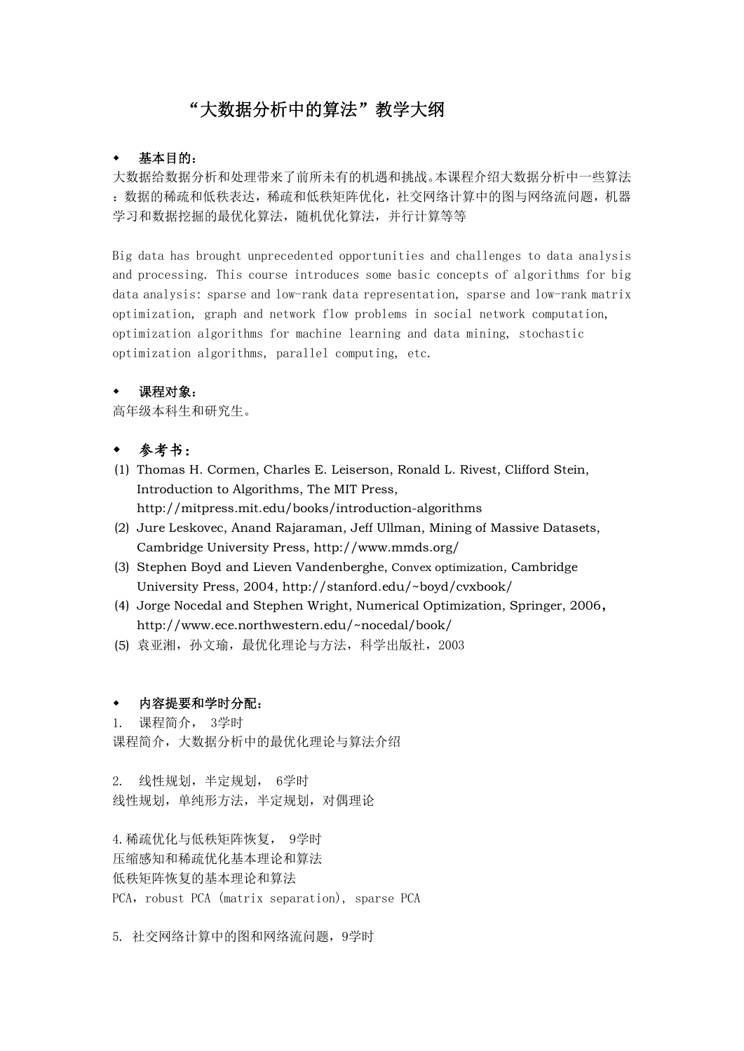# “大数据分析中的算法”教学大纲

- **基本目的：**

大数据给数据分析和处理带来了前所未有的机遇和挑战。本课程介绍大数据分析中一些算法：数据的稀疏和低秩表达，稀疏和低秩矩阵优化，社交网络计算中的图与网络流问题，机器学习和数据挖掘的最优化算法，随机优化算法，并行计算等等

Big data has brought unprecedented opportunities and challenges to data analysis and processing. This course introduces some basic concepts of algorithms for big data analysis: sparse and low-rank data representation, sparse and low-rank matrix optimization, graph and network flow problems in social network computation, optimization algorithms for machine learning and data mining, stochastic optimization algorithms, parallel computing, etc.

- **课程对象：**

高年级本科生和研究生。

- ***参考书：***

(1) Thomas H. Cormen, Charles E. Leiserson, Ronald L. Rivest, Clifford Stein, Introduction to Algorithms, The MIT Press, http://mitpress.mit.edu/books/introduction-algorithms
(2) Jure Leskovec, Anand Rajaraman, Jeff Ullman, Mining of Massive Datasets, Cambridge University Press, http://www.mmds.org/
(3) Stephen Boyd and Lieven Vandenberghe, Convex optimization, Cambridge University Press, 2004, http://stanford.edu/~boyd/cvxbook/
(4) Jorge Nocedal and Stephen Wright, Numerical Optimization, Springer, 2006，http://www.ece.northwestern.edu/~nocedal/book/
(5) 袁亚湘，孙文瑜，最优化理论与方法，科学出版社，2003

- **内容提要和学时分配：**

1. 课程简介， 3学时

课程简介，大数据分析中的最优化理论与算法介绍

2. 线性规划，半定规划， 6学时

线性规划，单纯形方法，半定规划，对偶理论

4.稀疏优化与低秩矩阵恢复， 9学时

压缩感知和稀疏优化基本理论和算法

低秩矩阵恢复的基本理论和算法

PCA，robust PCA (matrix separation), sparse PCA

5. 社交网络计算中的图和网络流问题，9学时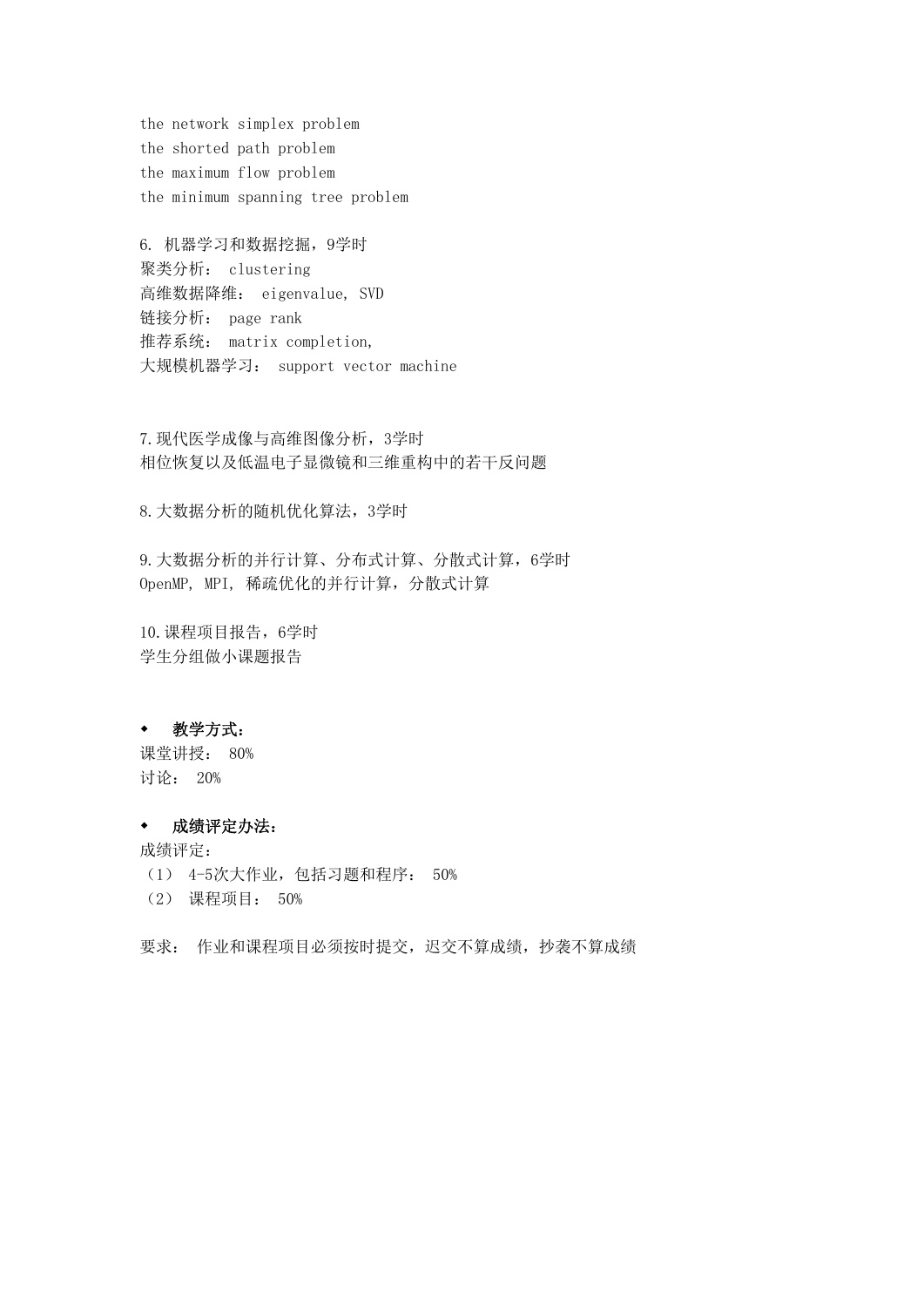the network simplex problem
the shorted path problem
the maximum flow problem
the minimum spanning tree problem

6. 机器学习和数据挖掘，9学时
聚类分析： clustering
高维数据降维： eigenvalue, SVD
链接分析： page rank
推荐系统： matrix completion,
大规模机器学习： support vector machine

7.现代医学成像与高维图像分析，3学时
相位恢复以及低温电子显微镜和三维重构中的若干反问题

8.大数据分析的随机优化算法，3学时

9.大数据分析的并行计算、分布式计算、分散式计算，6学时
OpenMP, MPI, 稀疏优化的并行计算，分散式计算

10.课程项目报告，6学时
学生分组做小课题报告

- **教学方式：**

课堂讲授： 80%
讨论： 20%

- **成绩评定办法：**

成绩评定：
（1） 4-5次大作业，包括习题和程序： 50%
（2） 课程项目： 50%

要求： 作业和课程项目必须按时提交，迟交不算成绩，抄袭不算成绩